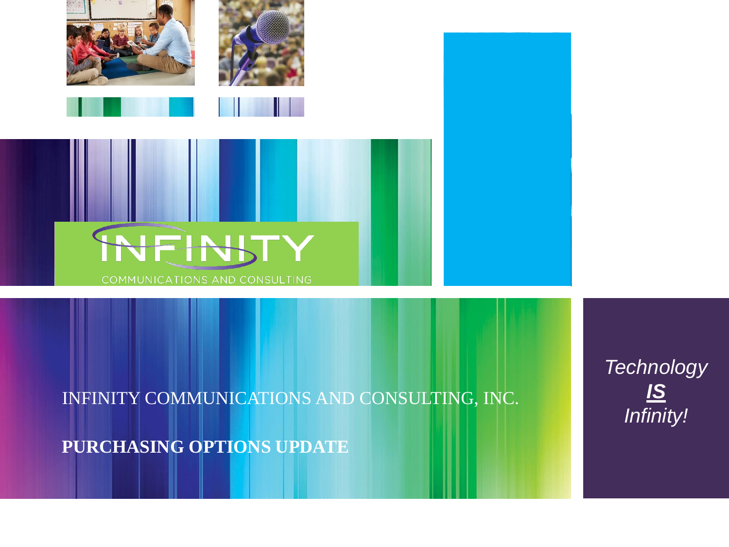INFINITY

COMMUNICATIONS AND CONSULTING

# INFINITY COMMUNICATIONS AND CONSULTING, INC.

## PURCHASING OPTIONS UPDATE

*Technology*
***IS***
*Infinity!*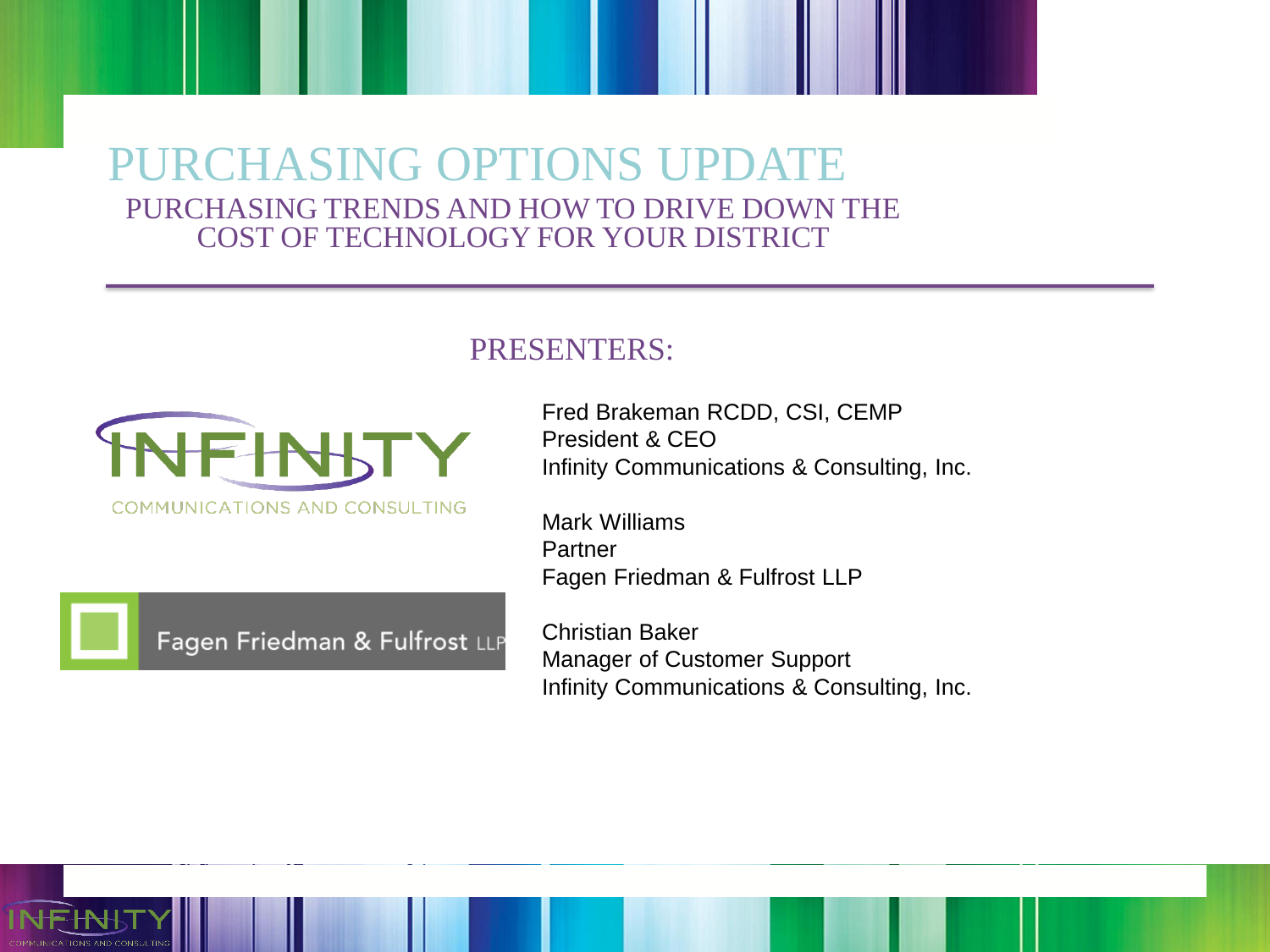# PURCHASING OPTIONS UPDATE

## PURCHASING TRENDS AND HOW TO DRIVE DOWN THE COST OF TECHNOLOGY FOR YOUR DISTRICT

### PRESENTERS:

Fred Brakeman RCDD, CSI, CEMP
President & CEO
Infinity Communications & Consulting, Inc.

Mark Williams
Partner
Fagen Friedman & Fulfrost LLP

Christian Baker
Manager of Customer Support
Infinity Communications & Consulting, Inc.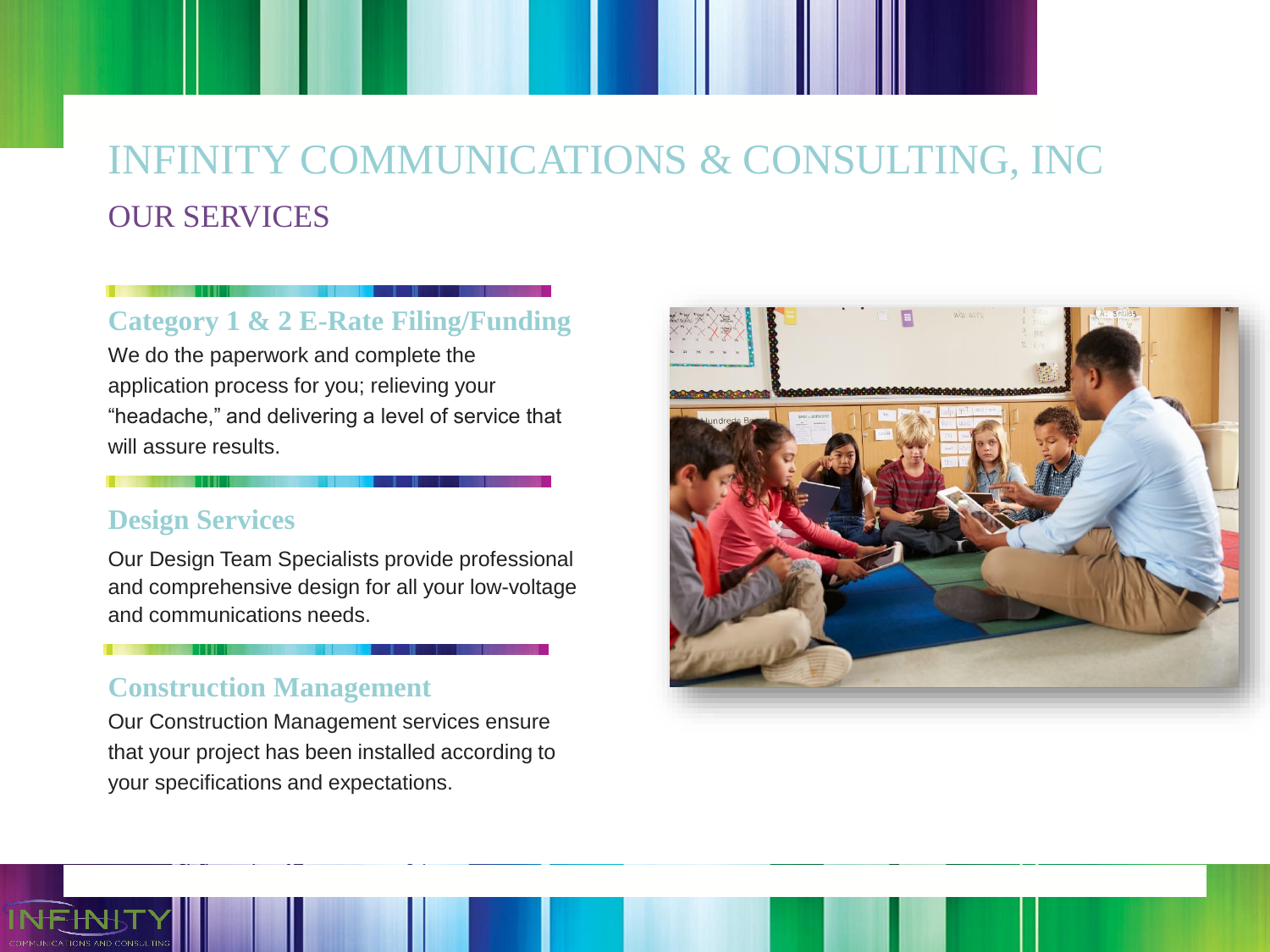# INFINITY COMMUNICATIONS & CONSULTING, INC

## OUR SERVICES

### Category 1 & 2 E-Rate Filing/Funding

We do the paperwork and complete the application process for you; relieving your "headache," and delivering a level of service that will assure results.

### Design Services

Our Design Team Specialists provide professional and comprehensive design for all your low-voltage and communications needs.

### Construction Management

Our Construction Management services ensure that your project has been installed according to your specifications and expectations.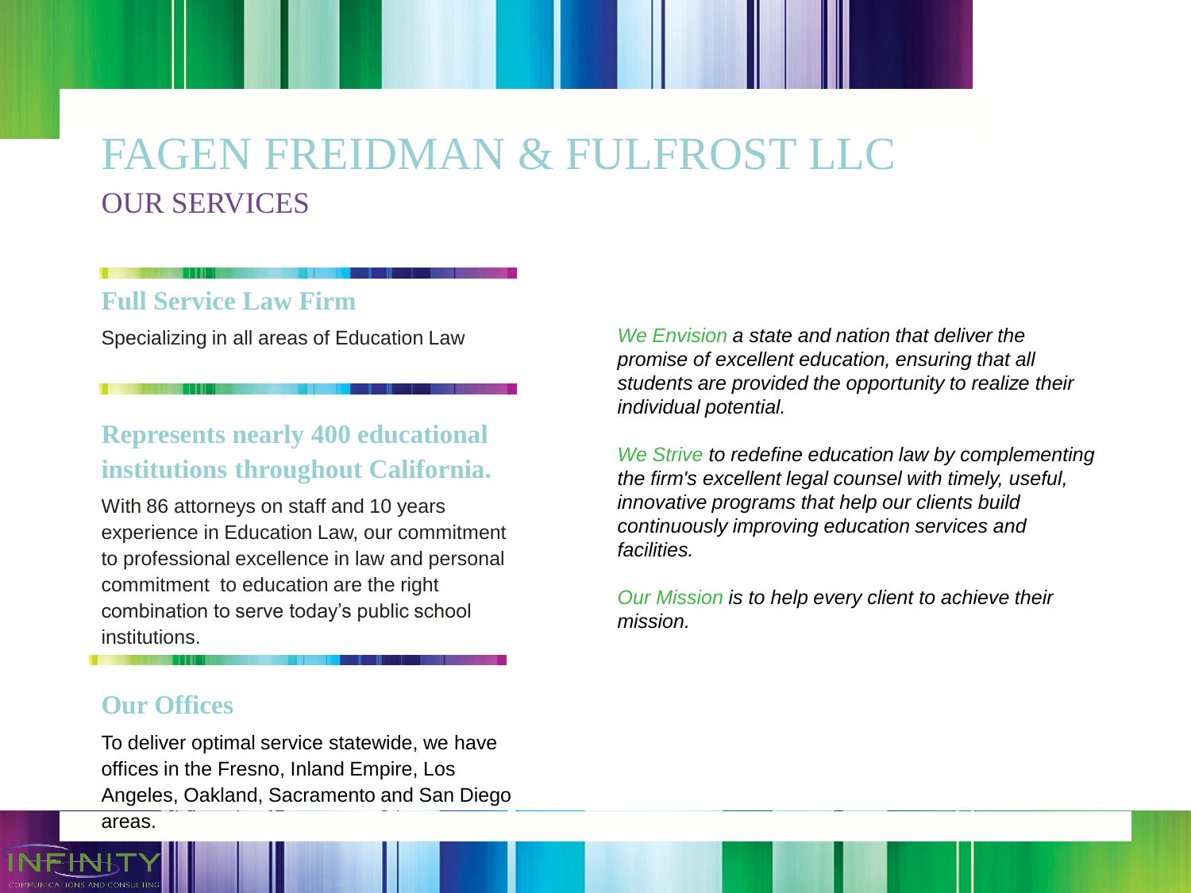# FAGEN FREIDMAN & FULFROST LLC

## OUR SERVICES

### Full Service Law Firm

Specializing in all areas of Education Law

### Represents nearly 400 educational institutions throughout California.

With 86 attorneys on staff and 10 years experience in Education Law, our commitment to professional excellence in law and personal commitment to education are the right combination to serve today's public school institutions.

### Our Offices

To deliver optimal service statewide, we have offices in the Fresno, Inland Empire, Los Angeles, Oakland, Sacramento and San Diego areas.

*We Envision a state and nation that deliver the promise of excellent education, ensuring that all students are provided the opportunity to realize their individual potential.*

*We Strive to redefine education law by complementing the firm's excellent legal counsel with timely, useful, innovative programs that help our clients build continuously improving education services and facilities.*

*Our Mission is to help every client to achieve their mission.*

INFINITY COMMUNICATIONS AND CONSULTING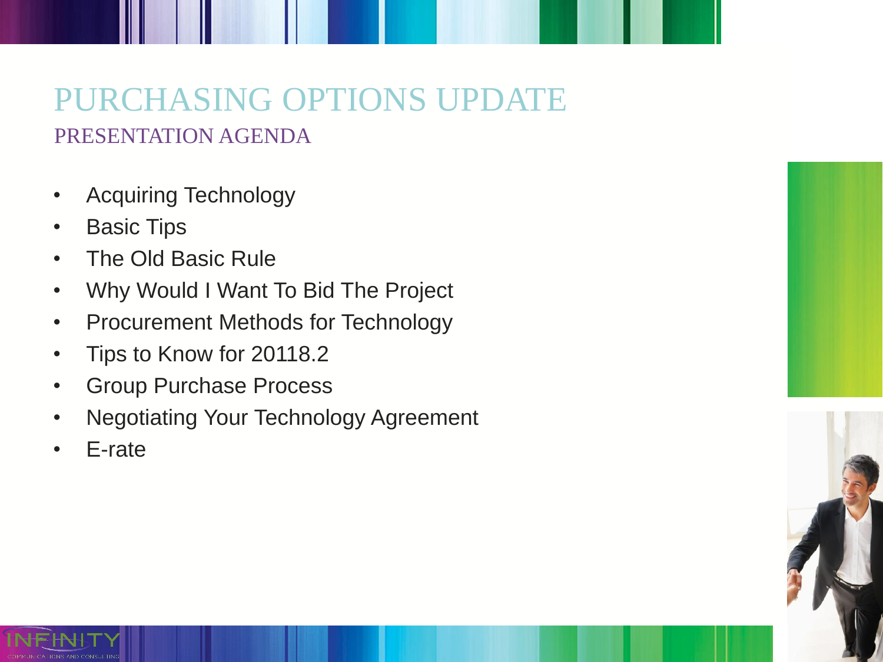# PURCHASING OPTIONS UPDATE

## PRESENTATION AGENDA

- Acquiring Technology
- Basic Tips
- The Old Basic Rule
- Why Would I Want To Bid The Project
- Procurement Methods for Technology
- Tips to Know for 20118.2
- Group Purchase Process
- Negotiating Your Technology Agreement
- E-rate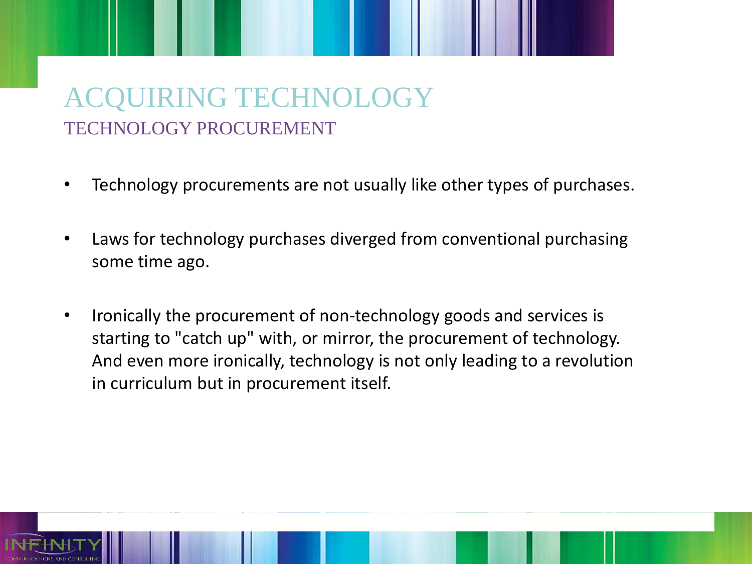# ACQUIRING TECHNOLOGY

## TECHNOLOGY PROCUREMENT

- Technology procurements are not usually like other types of purchases.
- Laws for technology purchases diverged from conventional purchasing some time ago.
- Ironically the procurement of non-technology goods and services is starting to "catch up" with, or mirror, the procurement of technology. And even more ironically, technology is not only leading to a revolution in curriculum but in procurement itself.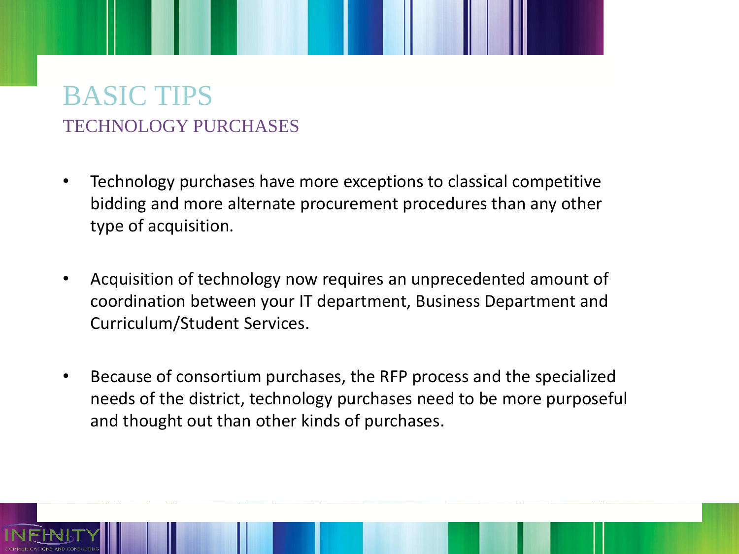# BASIC TIPS

## TECHNOLOGY PURCHASES

- Technology purchases have more exceptions to classical competitive bidding and more alternate procurement procedures than any other type of acquisition.
- Acquisition of technology now requires an unprecedented amount of coordination between your IT department, Business Department and Curriculum/Student Services.
- Because of consortium purchases, the RFP process and the specialized needs of the district, technology purchases need to be more purposeful and thought out than other kinds of purchases.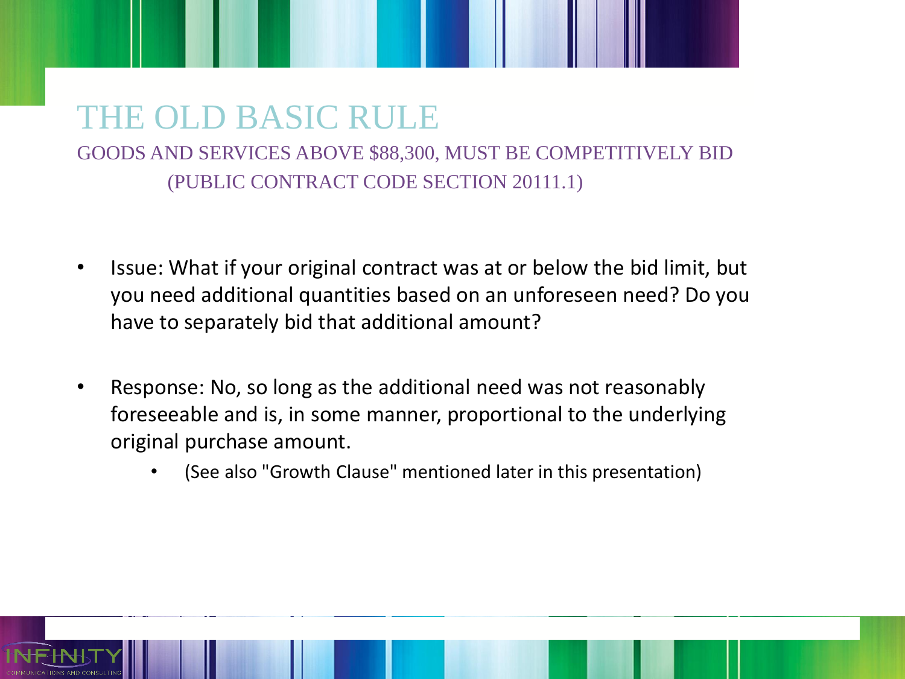# THE OLD BASIC RULE

## GOODS AND SERVICES ABOVE $88,300, MUST BE COMPETITIVELY BID (PUBLIC CONTRACT CODE SECTION 20111.1)

- Issue: What if your original contract was at or below the bid limit, but you need additional quantities based on an unforeseen need? Do you have to separately bid that additional amount?

- Response: No, so long as the additional need was not reasonably foreseeable and is, in some manner, proportional to the underlying original purchase amount.
  - (See also "Growth Clause" mentioned later in this presentation)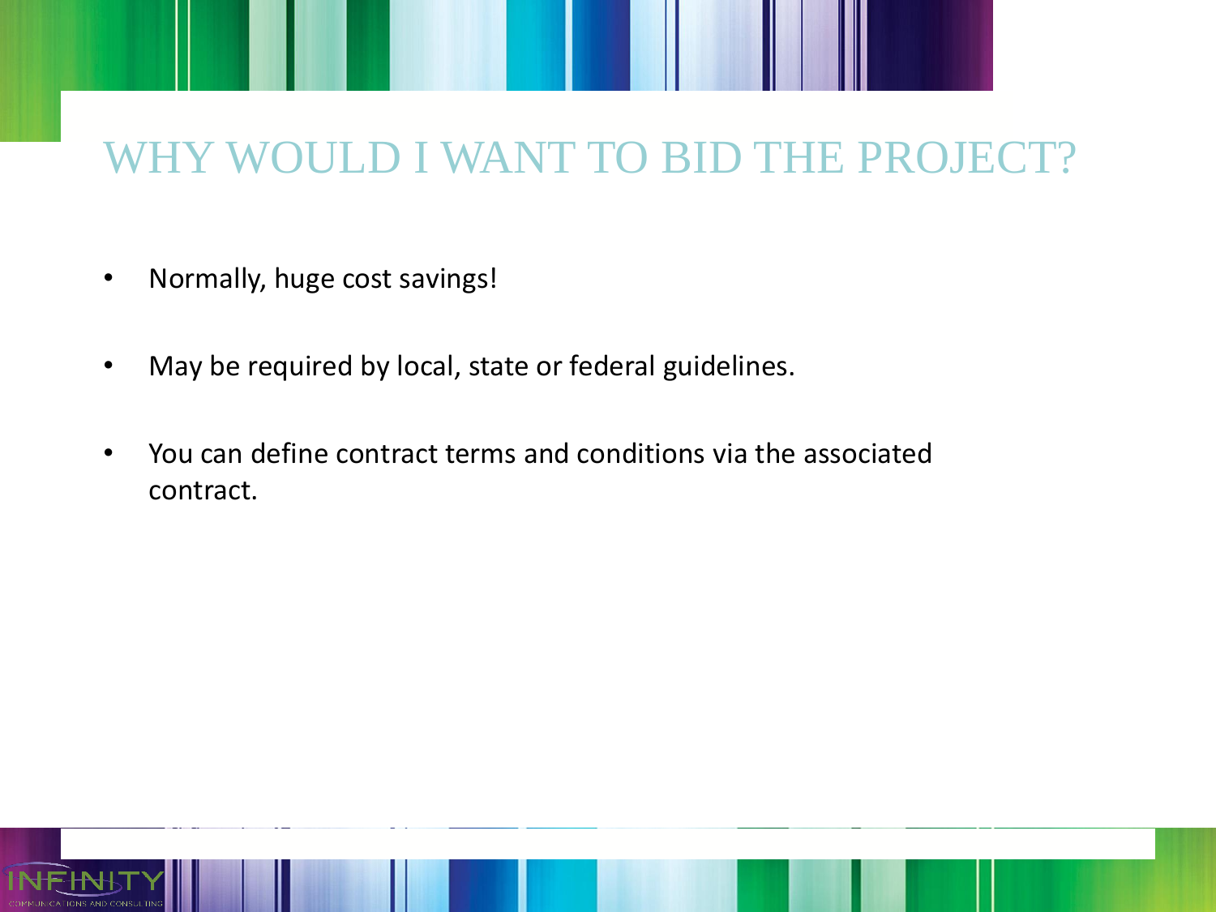# WHY WOULD I WANT TO BID THE PROJECT?

- Normally, huge cost savings!
- May be required by local, state or federal guidelines.
- You can define contract terms and conditions via the associated contract.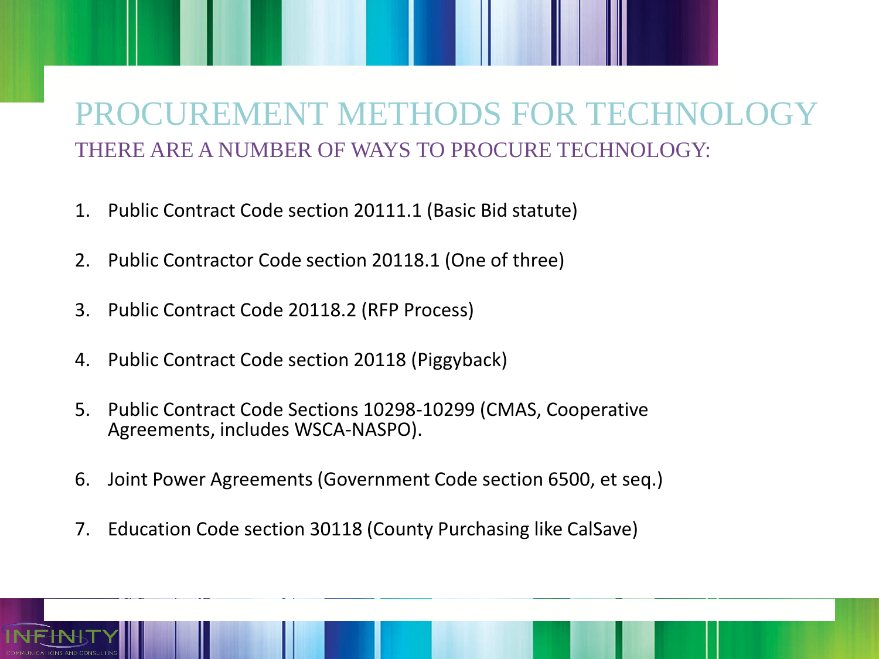# PROCUREMENT METHODS FOR TECHNOLOGY

## THERE ARE A NUMBER OF WAYS TO PROCURE TECHNOLOGY:

1. Public Contract Code section 20111.1 (Basic Bid statute)
2. Public Contractor Code section 20118.1 (One of three)
3. Public Contract Code 20118.2 (RFP Process)
4. Public Contract Code section 20118 (Piggyback)
5. Public Contract Code Sections 10298-10299 (CMAS, Cooperative Agreements, includes WSCA-NASPO).
6. Joint Power Agreements (Government Code section 6500, et seq.)
7. Education Code section 30118 (County Purchasing like CalSave)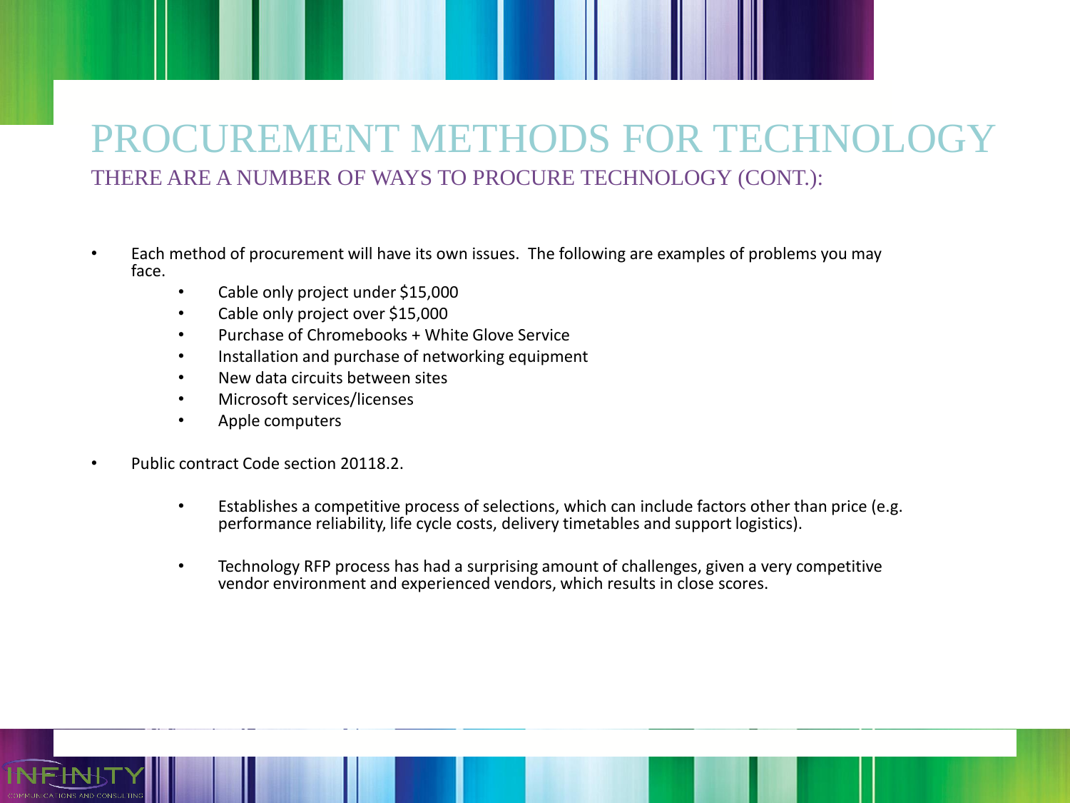# PROCUREMENT METHODS FOR TECHNOLOGY

## THERE ARE A NUMBER OF WAYS TO PROCURE TECHNOLOGY (CONT.):

- Each method of procurement will have its own issues. The following are examples of problems you may face.
  - Cable only project under $15,000
  - Cable only project over $15,000
  - Purchase of Chromebooks + White Glove Service
  - Installation and purchase of networking equipment
  - New data circuits between sites
  - Microsoft services/licenses
  - Apple computers
- Public contract Code section 20118.2.
  - Establishes a competitive process of selections, which can include factors other than price (e.g. performance reliability, life cycle costs, delivery timetables and support logistics).
  - Technology RFP process has had a surprising amount of challenges, given a very competitive vendor environment and experienced vendors, which results in close scores.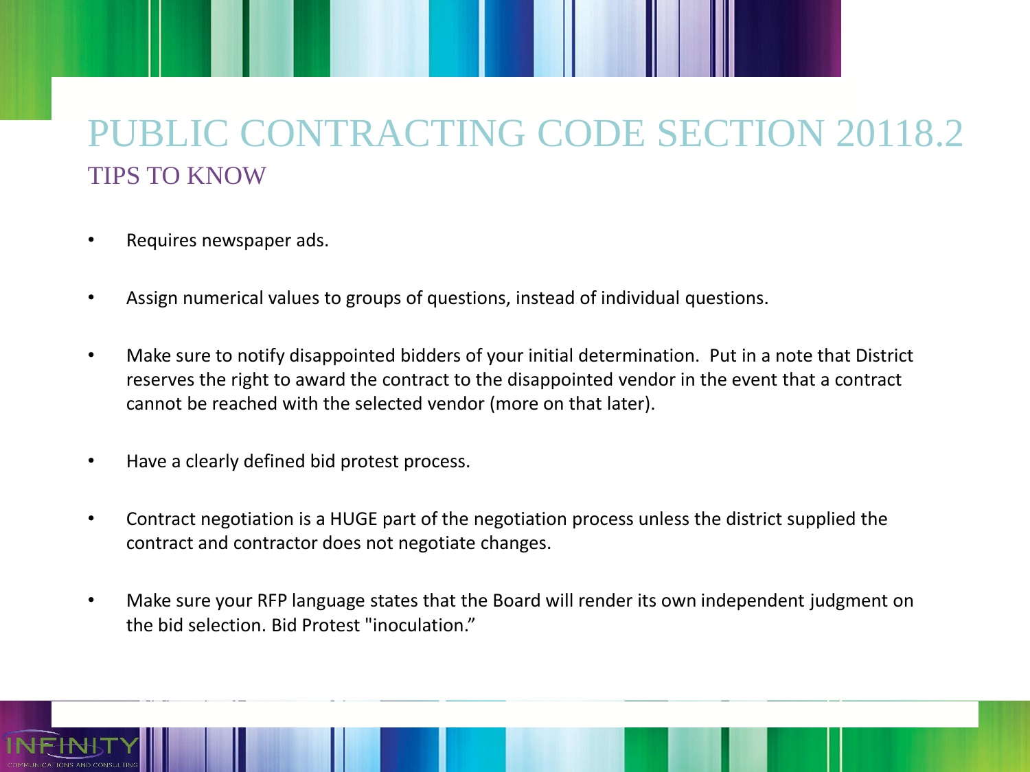# PUBLIC CONTRACTING CODE SECTION 20118.2

## TIPS TO KNOW

- Requires newspaper ads.
- Assign numerical values to groups of questions, instead of individual questions.
- Make sure to notify disappointed bidders of your initial determination. Put in a note that District reserves the right to award the contract to the disappointed vendor in the event that a contract cannot be reached with the selected vendor (more on that later).
- Have a clearly defined bid protest process.
- Contract negotiation is a HUGE part of the negotiation process unless the district supplied the contract and contractor does not negotiate changes.
- Make sure your RFP language states that the Board will render its own independent judgment on the bid selection. Bid Protest "inoculation."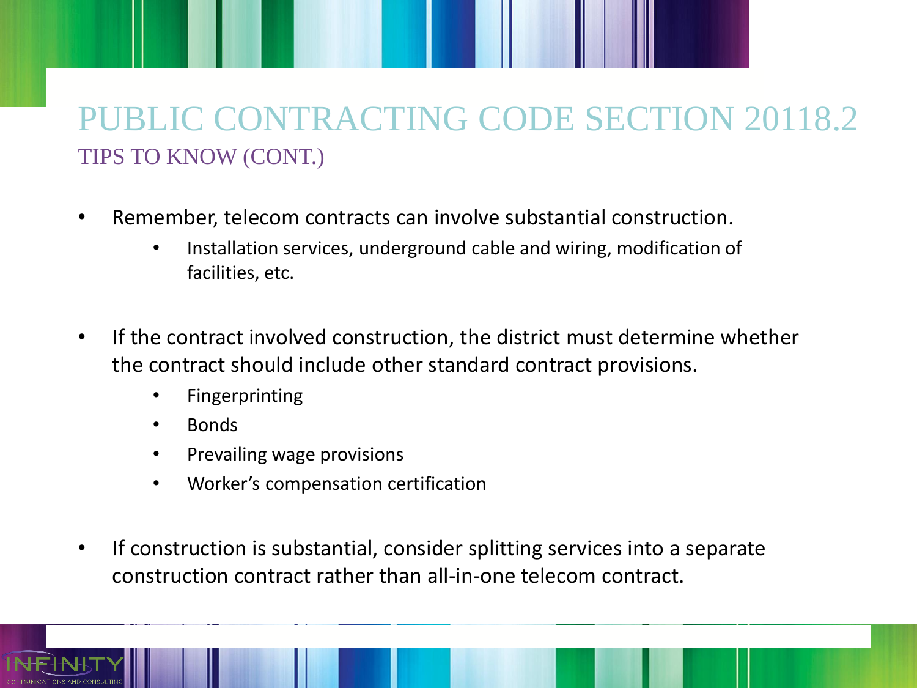# PUBLIC CONTRACTING CODE SECTION 20118.2

## TIPS TO KNOW (CONT.)

- Remember, telecom contracts can involve substantial construction.
  - Installation services, underground cable and wiring, modification of facilities, etc.
- If the contract involved construction, the district must determine whether the contract should include other standard contract provisions.
  - Fingerprinting
  - Bonds
  - Prevailing wage provisions
  - Worker's compensation certification
- If construction is substantial, consider splitting services into a separate construction contract rather than all-in-one telecom contract.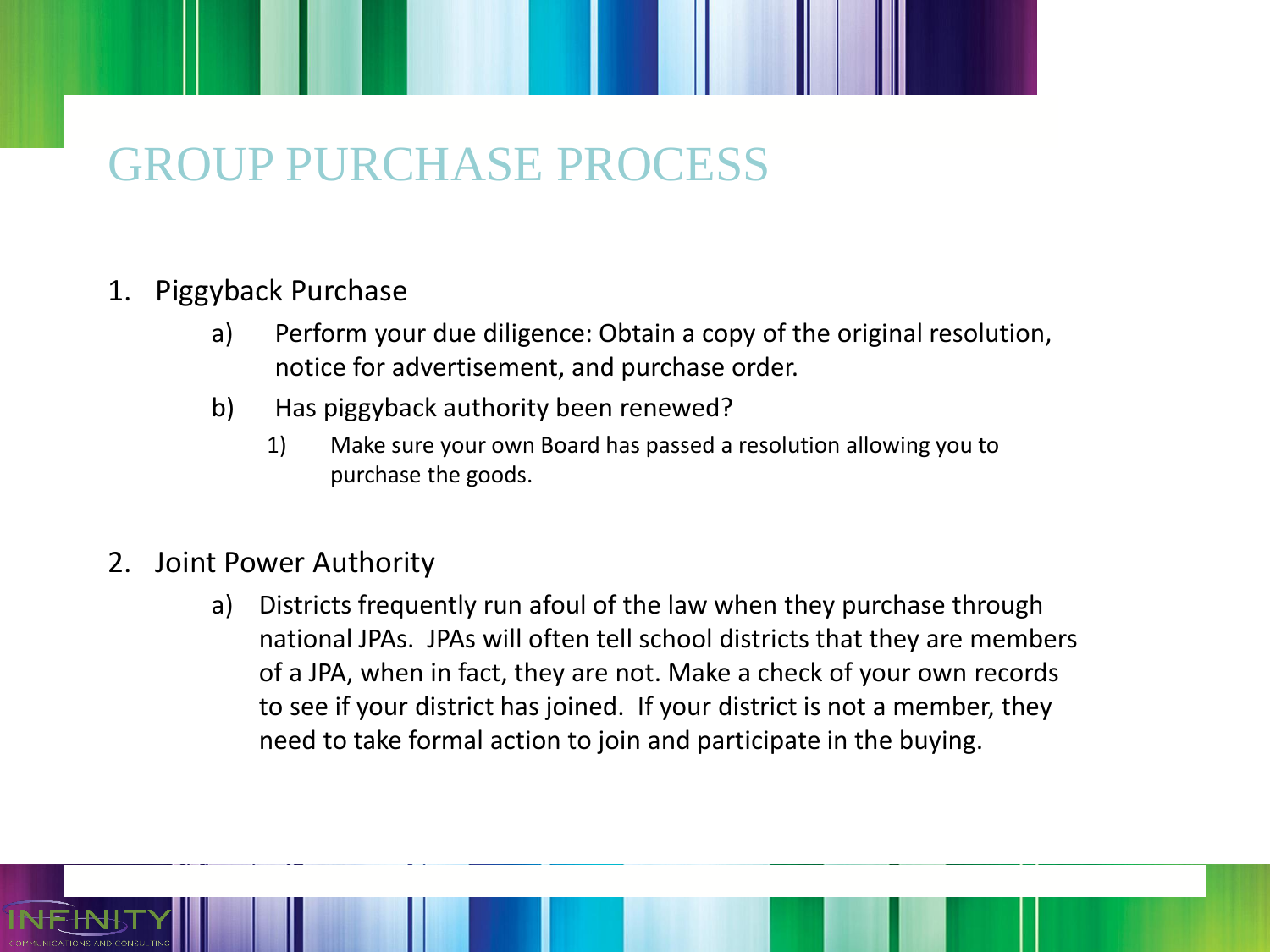# GROUP PURCHASE PROCESS

1. Piggyback Purchase
   a) Perform your due diligence: Obtain a copy of the original resolution, notice for advertisement, and purchase order.
   b) Has piggyback authority been renewed?
      1) Make sure your own Board has passed a resolution allowing you to purchase the goods.

2. Joint Power Authority
   a) Districts frequently run afoul of the law when they purchase through national JPAs. JPAs will often tell school districts that they are members of a JPA, when in fact, they are not. Make a check of your own records to see if your district has joined. If your district is not a member, they need to take formal action to join and participate in the buying.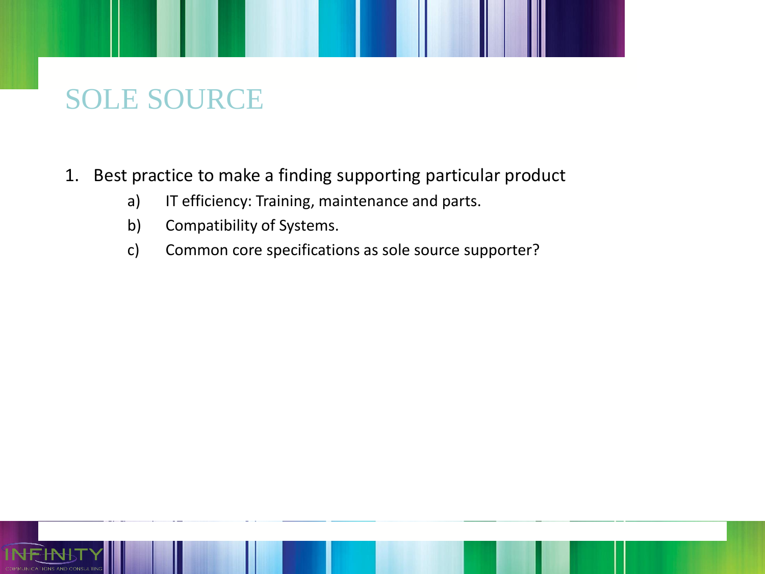# SOLE SOURCE

1. Best practice to make a finding supporting particular product
   a) IT efficiency: Training, maintenance and parts.
   b) Compatibility of Systems.
   c) Common core specifications as sole source supporter?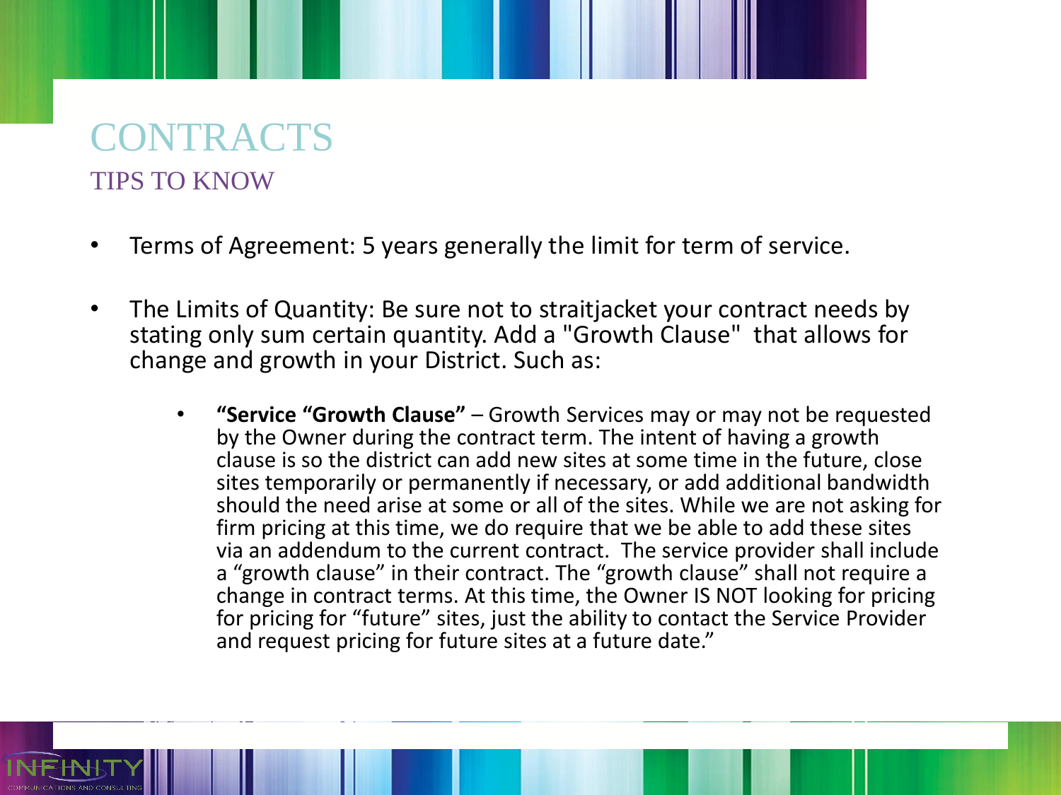# CONTRACTS

## TIPS TO KNOW

- Terms of Agreement: 5 years generally the limit for term of service.

- The Limits of Quantity: Be sure not to straitjacket your contract needs by stating only sum certain quantity. Add a "Growth Clause" that allows for change and growth in your District. Such as:

  - **"Service "Growth Clause"** – Growth Services may or may not be requested by the Owner during the contract term. The intent of having a growth clause is so the district can add new sites at some time in the future, close sites temporarily or permanently if necessary, or add additional bandwidth should the need arise at some or all of the sites. While we are not asking for firm pricing at this time, we do require that we be able to add these sites via an addendum to the current contract. The service provider shall include a "growth clause" in their contract. The "growth clause" shall not require a change in contract terms. At this time, the Owner IS NOT looking for pricing for pricing for "future" sites, just the ability to contact the Service Provider and request pricing for future sites at a future date."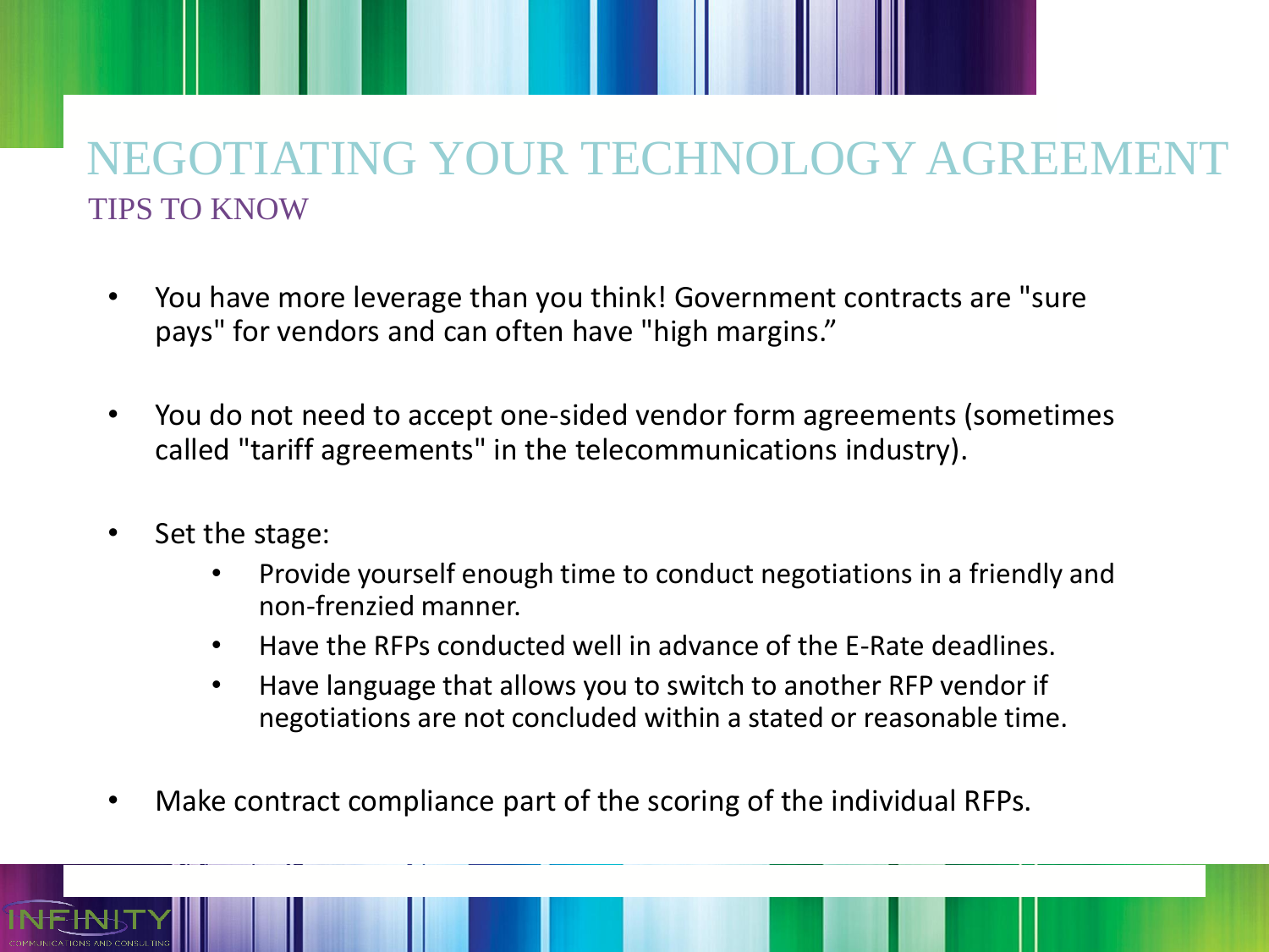# NEGOTIATING YOUR TECHNOLOGY AGREEMENT

## TIPS TO KNOW

- You have more leverage than you think! Government contracts are "sure pays" for vendors and can often have "high margins."
- You do not need to accept one-sided vendor form agreements (sometimes called "tariff agreements" in the telecommunications industry).
- Set the stage:
  - Provide yourself enough time to conduct negotiations in a friendly and non-frenzied manner.
  - Have the RFPs conducted well in advance of the E-Rate deadlines.
  - Have language that allows you to switch to another RFP vendor if negotiations are not concluded within a stated or reasonable time.
- Make contract compliance part of the scoring of the individual RFPs.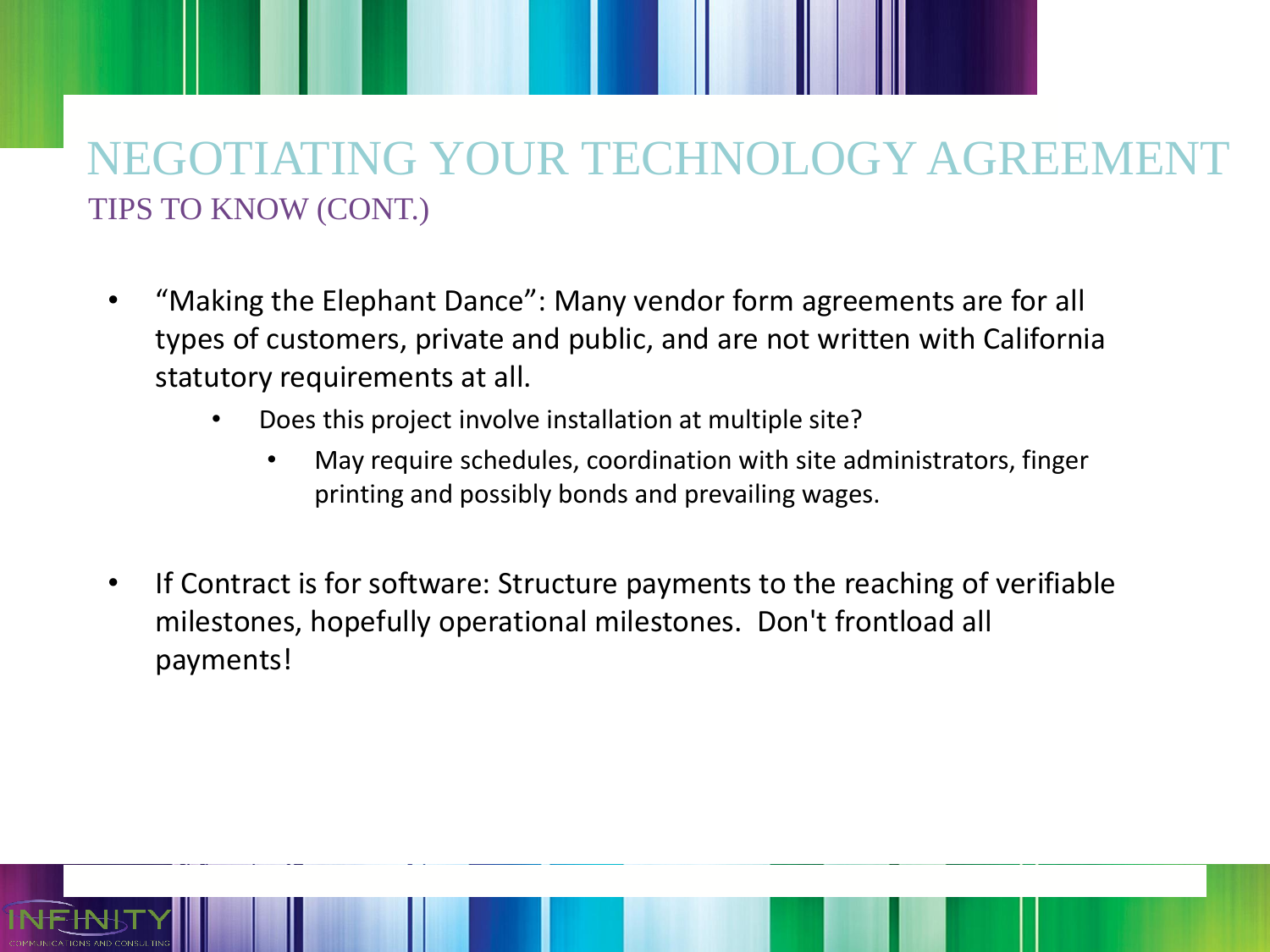# NEGOTIATING YOUR TECHNOLOGY AGREEMENT

## TIPS TO KNOW (CONT.)

- "Making the Elephant Dance": Many vendor form agreements are for all types of customers, private and public, and are not written with California statutory requirements at all.
  - Does this project involve installation at multiple site?
    - May require schedules, coordination with site administrators, finger printing and possibly bonds and prevailing wages.

- If Contract is for software: Structure payments to the reaching of verifiable milestones, hopefully operational milestones. Don't frontload all payments!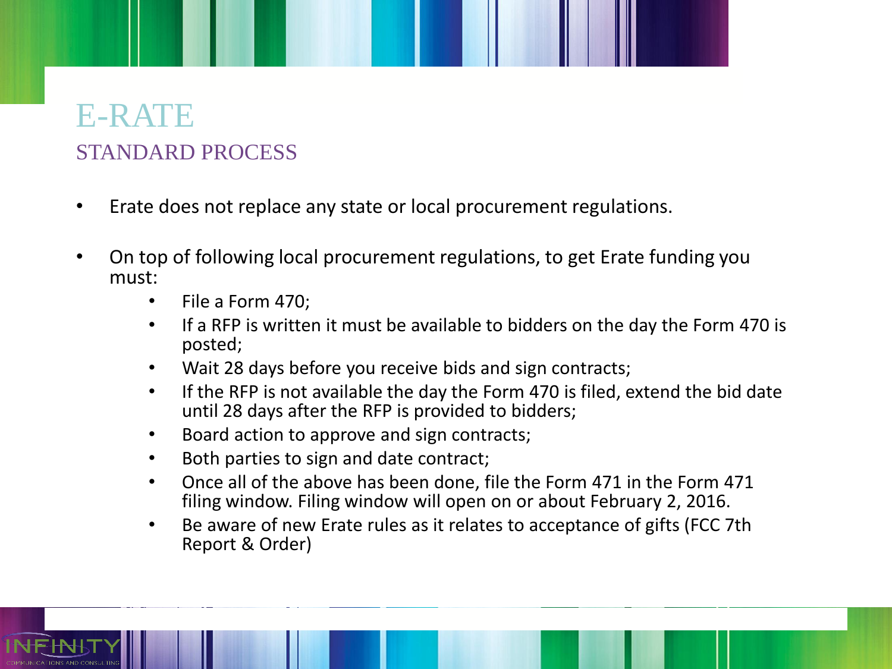# E-RATE

## STANDARD PROCESS

- Erate does not replace any state or local procurement regulations.
- On top of following local procurement regulations, to get Erate funding you must:
  - File a Form 470;
  - If a RFP is written it must be available to bidders on the day the Form 470 is posted;
  - Wait 28 days before you receive bids and sign contracts;
  - If the RFP is not available the day the Form 470 is filed, extend the bid date until 28 days after the RFP is provided to bidders;
  - Board action to approve and sign contracts;
  - Both parties to sign and date contract;
  - Once all of the above has been done, file the Form 471 in the Form 471 filing window. Filing window will open on or about February 2, 2016.
  - Be aware of new Erate rules as it relates to acceptance of gifts (FCC 7th Report & Order)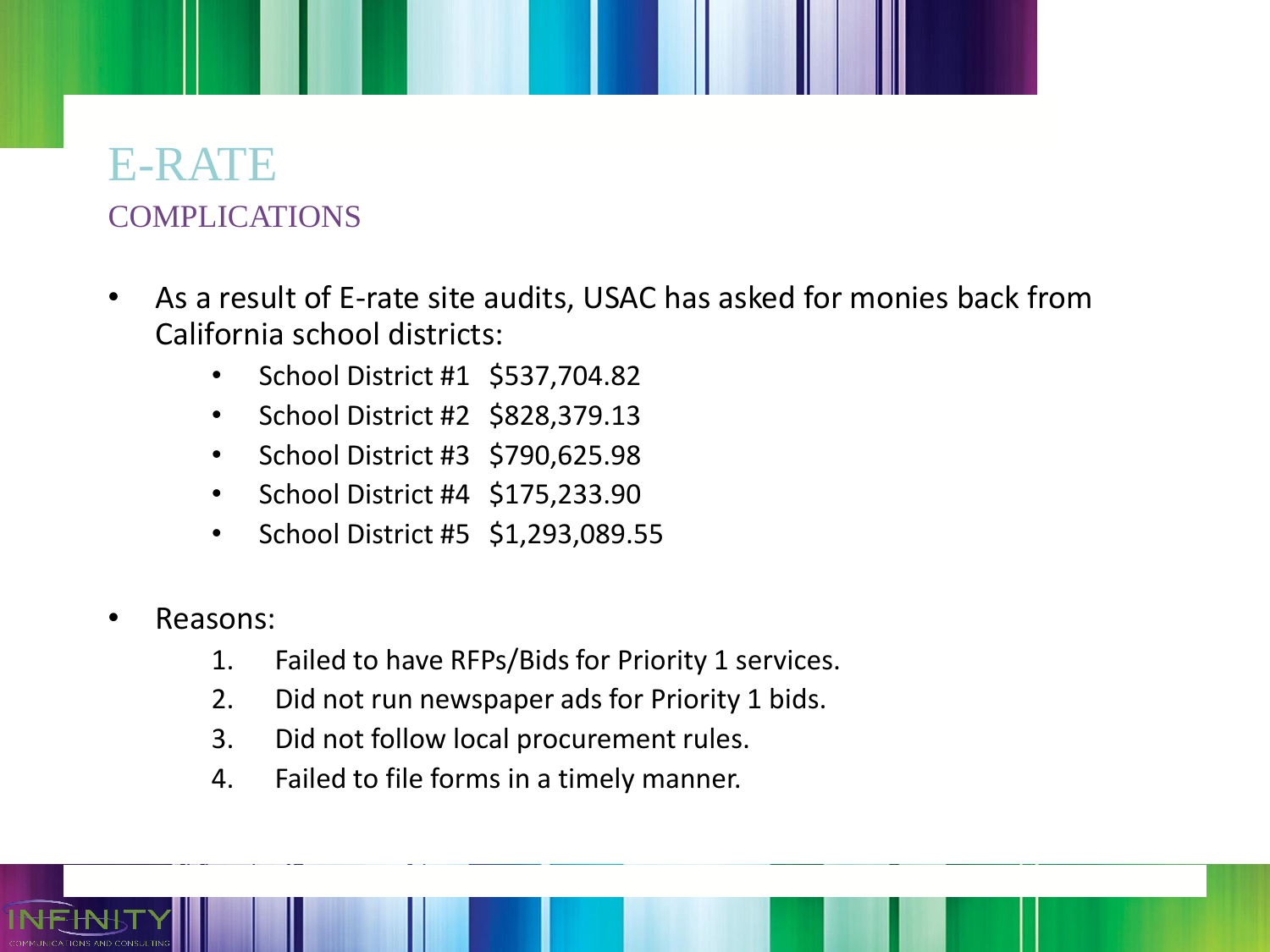# E-RATE

## COMPLICATIONS

- As a result of E-rate site audits, USAC has asked for monies back from California school districts:
  - School District #1 $537,704.82
  - School District #2 $828,379.13
  - School District #3 $790,625.98
  - School District #4 $175,233.90
  - School District #5 $1,293,089.55

- Reasons:
  1. Failed to have RFPs/Bids for Priority 1 services.
  2. Did not run newspaper ads for Priority 1 bids.
  3. Did not follow local procurement rules.
  4. Failed to file forms in a timely manner.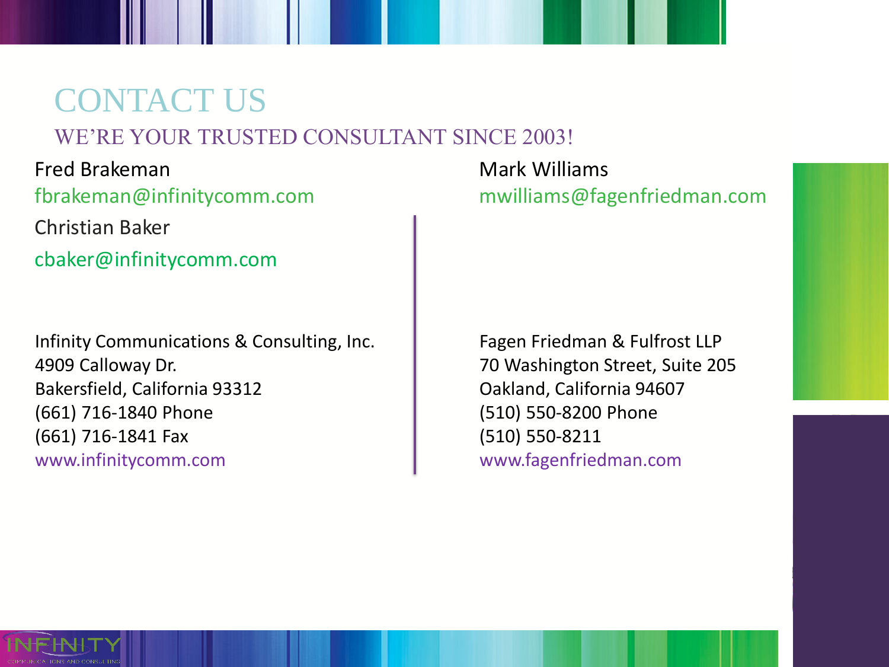# CONTACT US

## WE'RE YOUR TRUSTED CONSULTANT SINCE 2003!

Fred Brakeman
fbrakeman@infinitycomm.com

Christian Baker
cbaker@infinitycomm.com

Infinity Communications & Consulting, Inc.
4909 Calloway Dr.
Bakersfield, California 93312
(661) 716-1840 Phone
(661) 716-1841 Fax
www.infinitycomm.com

Mark Williams
mwilliams@fagenfriedman.com

Fagen Friedman & Fulfrost LLP
70 Washington Street, Suite 205
Oakland, California 94607
(510) 550-8200 Phone
(510) 550-8211
www.fagenfriedman.com